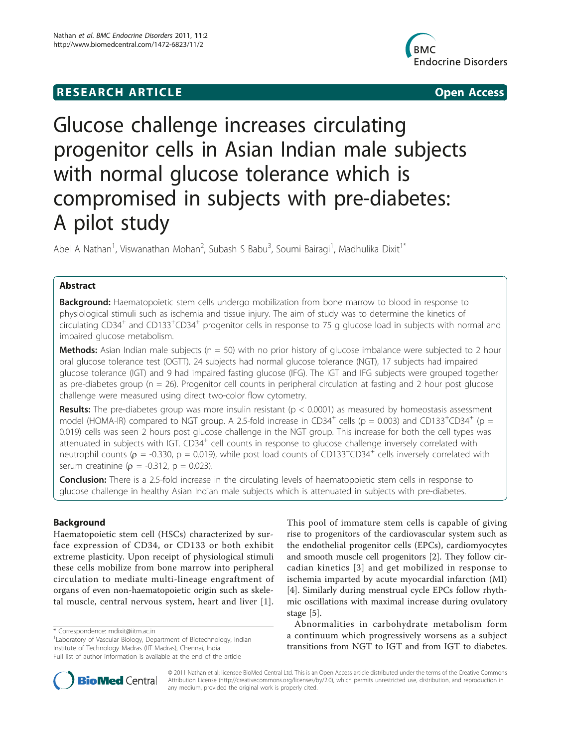RESEARCH ARTICLE Open Access

# Glucose challenge increases circulating progenitor cells in Asian Indian male subjects with normal glucose tolerance which is compromised in subjects with pre-diabetes: A pilot study

Abel A Nathan[1], Viswanathan Mohan[2], Subash S Babu[3], Soumi Bairagi[1], Madhulika Dixit[1*]

## Abstract

**Background:** Haematopoietic stem cells undergo mobilization from bone marrow to blood in response to physiological stimuli such as ischemia and tissue injury. The aim of study was to determine the kinetics of circulating $CD34^+$ and $CD133^+CD34^+$ progenitor cells in response to 75 g glucose load in subjects with normal and impaired glucose metabolism.

**Methods:** Asian Indian male subjects (n = 50) with no prior history of glucose imbalance were subjected to 2 hour oral glucose tolerance test (OGTT). 24 subjects had normal glucose tolerance (NGT), 17 subjects had impaired glucose tolerance (IGT) and 9 had impaired fasting glucose (IFG). The IGT and IFG subjects were grouped together as pre-diabetes group (n = 26). Progenitor cell counts in peripheral circulation at fasting and 2 hour post glucose challenge were measured using direct two-color flow cytometry.

**Results:** The pre-diabetes group was more insulin resistant ($p < 0.0001$) as measured by homeostasis assessment model (HOMA-IR) compared to NGT group. A 2.5-fold increase in $CD34^+$ cells ($p = 0.003$) and $CD133^+CD34^+$ ($p = 0.019$) cells was seen 2 hours post glucose challenge in the NGT group. This increase for both the cell types was attenuated in subjects with IGT. $CD34^+$ cell counts in response to glucose challenge inversely correlated with neutrophil counts ($\rho = -0.330$, $p = 0.019$), while post load counts of $CD133^+CD34^+$ cells inversely correlated with serum creatinine ($\rho = -0.312$, $p = 0.023$).

**Conclusion:** There is a 2.5-fold increase in the circulating levels of haematopoietic stem cells in response to glucose challenge in healthy Asian Indian male subjects which is attenuated in subjects with pre-diabetes.

## Background

Haematopoietic stem cell (HSCs) characterized by surface expression of CD34, or CD133 or both exhibit extreme plasticity. Upon receipt of physiological stimuli these cells mobilize from bone marrow into peripheral circulation to mediate multi-lineage engraftment of organs of even non-haematopoietic origin such as skeletal muscle, central nervous system, heart and liver [1]. This pool of immature stem cells is capable of giving rise to progenitors of the cardiovascular system such as the endothelial progenitor cells (EPCs), cardiomyocytes and smooth muscle cell progenitors [2]. They follow circadian kinetics [3] and get mobilized in response to ischemia imparted by acute myocardial infarction (MI) [4]. Similarly during menstrual cycle EPCs follow rhythmic oscillations with maximal increase during ovulatory stage [5].

Abnormalities in carbohydrate metabolism form a continuum which progressively worsens as a subject transitions from NGT to IGT and from IGT to diabetes.

\* Correspondence: mdixit@iitm.ac.in
[1]Laboratory of Vascular Biology, Department of Biotechnology, Indian Institute of Technology Madras (IIT Madras), Chennai, India
Full list of author information is available at the end of the article

© 2011 Nathan et al; licensee BioMed Central Ltd. This is an Open Access article distributed under the terms of the Creative Commons Attribution License (http://creativecommons.org/licenses/by/2.0), which permits unrestricted use, distribution, and reproduction in any medium, provided the original work is properly cited.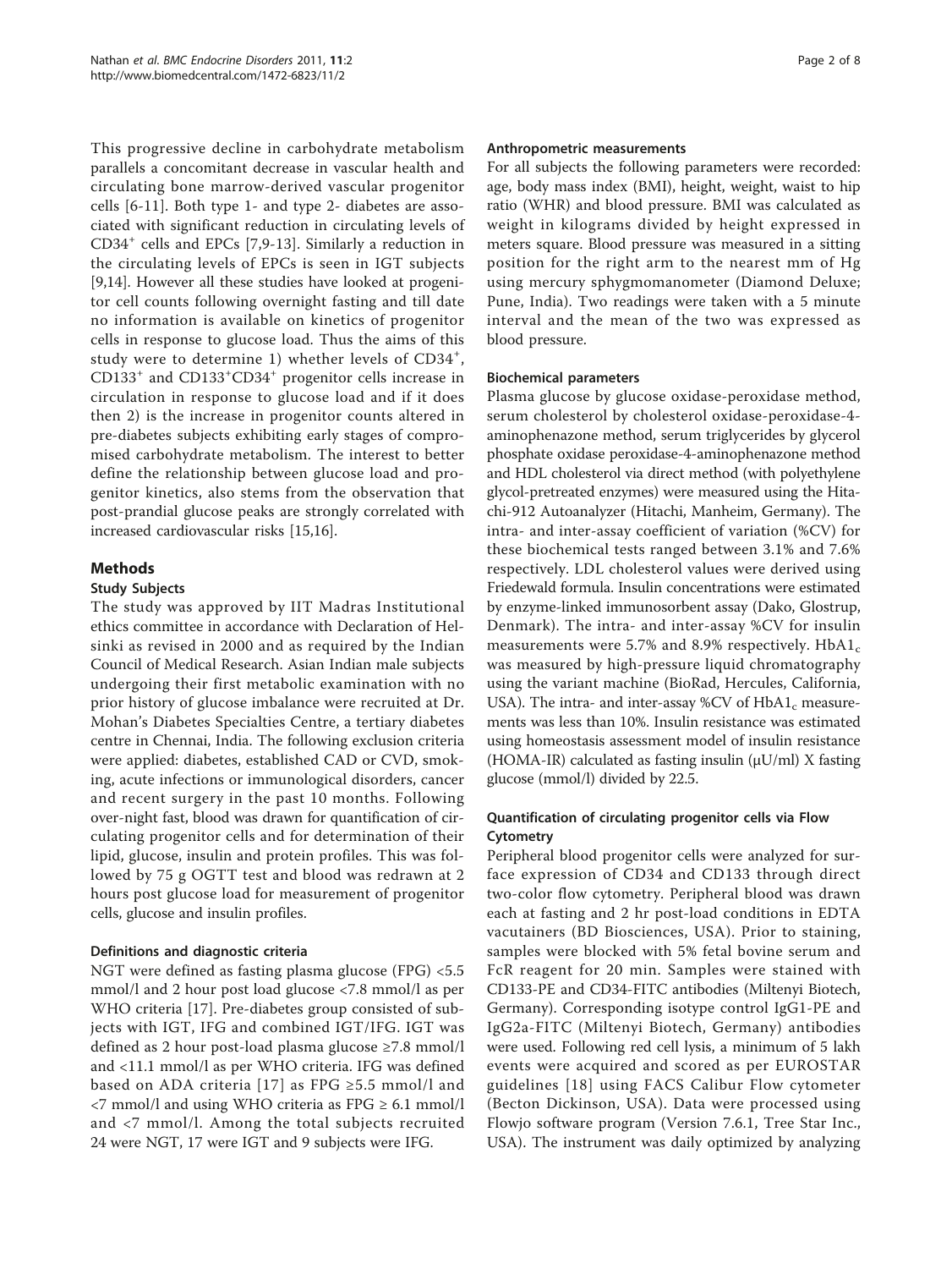This progressive decline in carbohydrate metabolism parallels a concomitant decrease in vascular health and circulating bone marrow-derived vascular progenitor cells [6-11]. Both type 1- and type 2- diabetes are associated with significant reduction in circulating levels of $CD34^+$ cells and EPCs [7,9-13]. Similarly a reduction in the circulating levels of EPCs is seen in IGT subjects [9,14]. However all these studies have looked at progenitor cell counts following overnight fasting and till date no information is available on kinetics of progenitor cells in response to glucose load. Thus the aims of this study were to determine 1) whether levels of $CD34^+$, $CD133^+$ and $CD133^+CD34^+$ progenitor cells increase in circulation in response to glucose load and if it does then 2) is the increase in progenitor counts altered in pre-diabetes subjects exhibiting early stages of compromised carbohydrate metabolism. The interest to better define the relationship between glucose load and progenitor kinetics, also stems from the observation that post-prandial glucose peaks are strongly correlated with increased cardiovascular risks [15,16].

## Methods

### Study Subjects

The study was approved by IIT Madras Institutional ethics committee in accordance with Declaration of Helsinki as revised in 2000 and as required by the Indian Council of Medical Research. Asian Indian male subjects undergoing their first metabolic examination with no prior history of glucose imbalance were recruited at Dr. Mohan's Diabetes Specialties Centre, a tertiary diabetes centre in Chennai, India. The following exclusion criteria were applied: diabetes, established CAD or CVD, smoking, acute infections or immunological disorders, cancer and recent surgery in the past 10 months. Following over-night fast, blood was drawn for quantification of circulating progenitor cells and for determination of their lipid, glucose, insulin and protein profiles. This was followed by 75 g OGTT test and blood was redrawn at 2 hours post glucose load for measurement of progenitor cells, glucose and insulin profiles.

### Definitions and diagnostic criteria

NGT were defined as fasting plasma glucose (FPG) <5.5 mmol/l and 2 hour post load glucose <7.8 mmol/l as per WHO criteria [17]. Pre-diabetes group consisted of subjects with IGT, IFG and combined IGT/IFG. IGT was defined as 2 hour post-load plasma glucose ≥7.8 mmol/l and <11.1 mmol/l as per WHO criteria. IFG was defined based on ADA criteria [17] as FPG ≥5.5 mmol/l and <7 mmol/l and using WHO criteria as FPG ≥ 6.1 mmol/l and <7 mmol/l. Among the total subjects recruited 24 were NGT, 17 were IGT and 9 subjects were IFG.

### Anthropometric measurements

For all subjects the following parameters were recorded: age, body mass index (BMI), height, weight, waist to hip ratio (WHR) and blood pressure. BMI was calculated as weight in kilograms divided by height expressed in meters square. Blood pressure was measured in a sitting position for the right arm to the nearest mm of Hg using mercury sphygmomanometer (Diamond Deluxe; Pune, India). Two readings were taken with a 5 minute interval and the mean of the two was expressed as blood pressure.

### Biochemical parameters

Plasma glucose by glucose oxidase-peroxidase method, serum cholesterol by cholesterol oxidase-peroxidase-4-aminophenazone method, serum triglycerides by glycerol phosphate oxidase peroxidase-4-aminophenazone method and HDL cholesterol via direct method (with polyethylene glycol-pretreated enzymes) were measured using the Hitachi-912 Autoanalyzer (Hitachi, Manheim, Germany). The intra- and inter-assay coefficient of variation (%CV) for these biochemical tests ranged between 3.1% and 7.6% respectively. LDL cholesterol values were derived using Friedewald formula. Insulin concentrations were estimated by enzyme-linked immunosorbent assay (Dako, Glostrup, Denmark). The intra- and inter-assay %CV for insulin measurements were 5.7% and 8.9% respectively. $HbA1_c$ was measured by high-pressure liquid chromatography using the variant machine (BioRad, Hercules, California, USA). The intra- and inter-assay %CV of $HbA1_c$ measurements was less than 10%. Insulin resistance was estimated using homeostasis assessment model of insulin resistance (HOMA-IR) calculated as fasting insulin (μU/ml) X fasting glucose (mmol/l) divided by 22.5.

### Quantification of circulating progenitor cells via Flow Cytometry

Peripheral blood progenitor cells were analyzed for surface expression of CD34 and CD133 through direct two-color flow cytometry. Peripheral blood was drawn each at fasting and 2 hr post-load conditions in EDTA vacutainers (BD Biosciences, USA). Prior to staining, samples were blocked with 5% fetal bovine serum and FcR reagent for 20 min. Samples were stained with CD133-PE and CD34-FITC antibodies (Miltenyi Biotech, Germany). Corresponding isotype control IgG1-PE and IgG2a-FITC (Miltenyi Biotech, Germany) antibodies were used. Following red cell lysis, a minimum of 5 lakh events were acquired and scored as per EUROSTAR guidelines [18] using FACS Calibur Flow cytometer (Becton Dickinson, USA). Data were processed using Flowjo software program (Version 7.6.1, Tree Star Inc., USA). The instrument was daily optimized by analyzing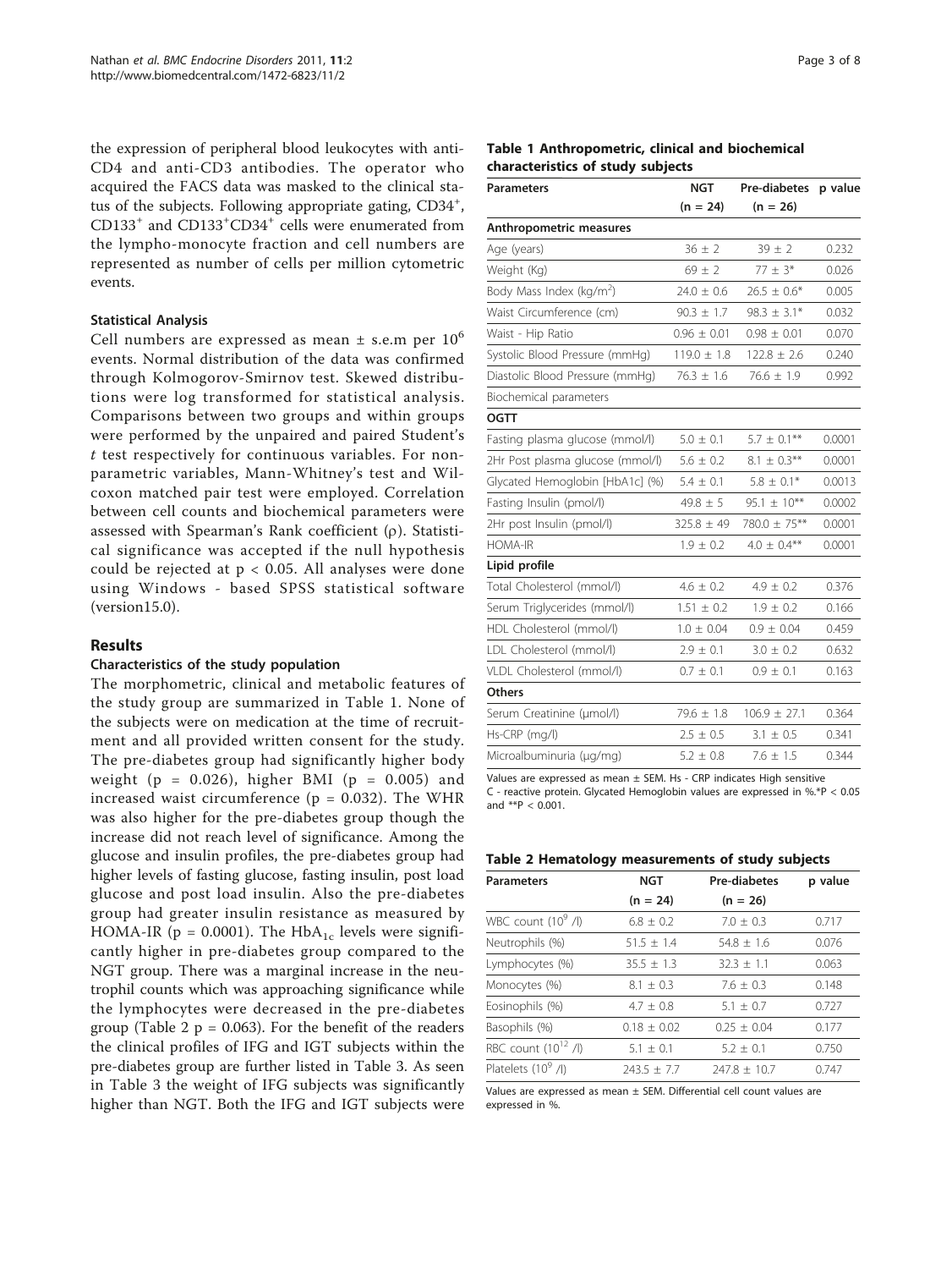the expression of peripheral blood leukocytes with anti-CD4 and anti-CD3 antibodies. The operator who acquired the FACS data was masked to the clinical status of the subjects. Following appropriate gating, $CD34^+$, $CD133^+$ and $CD133^+CD34^+$ cells were enumerated from the lympho-monocyte fraction and cell numbers are represented as number of cells per million cytometric events.

### Statistical Analysis

Cell numbers are expressed as mean ± s.e.m per $10^6$ events. Normal distribution of the data was confirmed through Kolmogorov-Smirnov test. Skewed distributions were log transformed for statistical analysis. Comparisons between two groups and within groups were performed by the unpaired and paired Student's *t* test respectively for continuous variables. For non-parametric variables, Mann-Whitney's test and Wilcoxon matched pair test were employed. Correlation between cell counts and biochemical parameters were assessed with Spearman's Rank coefficient (ρ). Statistical significance was accepted if the null hypothesis could be rejected at $p < 0.05$. All analyses were done using Windows - based SPSS statistical software (version15.0).

## Results

### Characteristics of the study population

The morphometric, clinical and metabolic features of the study group are summarized in Table 1. None of the subjects were on medication at the time of recruitment and all provided written consent for the study. The pre-diabetes group had significantly higher body weight ($p = 0.026$), higher BMI ($p = 0.005$) and increased waist circumference ($p = 0.032$). The WHR was also higher for the pre-diabetes group though the increase did not reach level of significance. Among the glucose and insulin profiles, the pre-diabetes group had higher levels of fasting glucose, fasting insulin, post load glucose and post load insulin. Also the pre-diabetes group had greater insulin resistance as measured by HOMA-IR ($p = 0.0001$). The $HbA_{1c}$ levels were significantly higher in pre-diabetes group compared to the NGT group. There was a marginal increase in the neutrophil counts which was approaching significance while the lymphocytes were decreased in the pre-diabetes group (Table 2 $p = 0.063$). For the benefit of the readers the clinical profiles of IFG and IGT subjects within the pre-diabetes group are further listed in Table 3. As seen in Table 3 the weight of IFG subjects was significantly higher than NGT. Both the IFG and IGT subjects were

**Table 1 Anthropometric, clinical and biochemical characteristics of study subjects**

| Parameters | NGT (n = 24) | Pre-diabetes (n = 26) | p value |
|---|---|---|---|
| **Anthropometric measures** | | | |
| Age (years) | 36 ± 2 | 39 ± 2 | 0.232 |
| Weight (Kg) | 69 ± 2 | 77 ± 3* | 0.026 |
| Body Mass Index (kg/m$^2$) | 24.0 ± 0.6 | 26.5 ± 0.6* | 0.005 |
| Waist Circumference (cm) | 90.3 ± 1.7 | 98.3 ± 3.1* | 0.032 |
| Waist - Hip Ratio | 0.96 ± 0.01 | 0.98 ± 0.01 | 0.070 |
| Systolic Blood Pressure (mmHg) | 119.0 ± 1.8 | 122.8 ± 2.6 | 0.240 |
| Diastolic Blood Pressure (mmHg) | 76.3 ± 1.6 | 76.6 ± 1.9 | 0.992 |
| Biochemical parameters | | | |
| **OGTT** | | | |
| Fasting plasma glucose (mmol/l) | 5.0 ± 0.1 | 5.7 ± 0.1** | 0.0001 |
| 2Hr Post plasma glucose (mmol/l) | 5.6 ± 0.2 | 8.1 ± 0.3** | 0.0001 |
| Glycated Hemoglobin [HbA1c] (%) | 5.4 ± 0.1 | 5.8 ± 0.1* | 0.0013 |
| Fasting Insulin (pmol/l) | 49.8 ± 5 | 95.1 ± 10** | 0.0002 |
| 2Hr post Insulin (pmol/l) | 325.8 ± 49 | 780.0 ± 75** | 0.0001 |
| HOMA-IR | 1.9 ± 0.2 | 4.0 ± 0.4** | 0.0001 |
| **Lipid profile** | | | |
| Total Cholesterol (mmol/l) | 4.6 ± 0.2 | 4.9 ± 0.2 | 0.376 |
| Serum Triglycerides (mmol/l) | 1.51 ± 0.2 | 1.9 ± 0.2 | 0.166 |
| HDL Cholesterol (mmol/l) | 1.0 ± 0.04 | 0.9 ± 0.04 | 0.459 |
| LDL Cholesterol (mmol/l) | 2.9 ± 0.1 | 3.0 ± 0.2 | 0.632 |
| VLDL Cholesterol (mmol/l) | 0.7 ± 0.1 | 0.9 ± 0.1 | 0.163 |
| **Others** | | | |
| Serum Creatinine (μmol/l) | 79.6 ± 1.8 | 106.9 ± 27.1 | 0.364 |
| Hs-CRP (mg/l) | 2.5 ± 0.5 | 3.1 ± 0.5 | 0.341 |
| Microalbuminuria (μg/mg) | 5.2 ± 0.8 | 7.6 ± 1.5 | 0.344 |

Values are expressed as mean ± SEM. Hs - CRP indicates High sensitive C - reactive protein. Glycated Hemoglobin values are expressed in %.*P < 0.05 and **P < 0.001.

**Table 2 Hematology measurements of study subjects**

| Parameters | NGT (n = 24) | Pre-diabetes (n = 26) | p value |
|---|---|---|---|
| WBC count ($10^9$ /l) | 6.8 ± 0.2 | 7.0 ± 0.3 | 0.717 |
| Neutrophils (%) | 51.5 ± 1.4 | 54.8 ± 1.6 | 0.076 |
| Lymphocytes (%) | 35.5 ± 1.3 | 32.3 ± 1.1 | 0.063 |
| Monocytes (%) | 8.1 ± 0.3 | 7.6 ± 0.3 | 0.148 |
| Eosinophils (%) | 4.7 ± 0.8 | 5.1 ± 0.7 | 0.727 |
| Basophils (%) | 0.18 ± 0.02 | 0.25 ± 0.04 | 0.177 |
| RBC count ($10^{12}$ /l) | 5.1 ± 0.1 | 5.2 ± 0.1 | 0.750 |
| Platelets ($10^9$ /l) | 243.5 ± 7.7 | 247.8 ± 10.7 | 0.747 |

Values are expressed as mean ± SEM. Differential cell count values are expressed in %.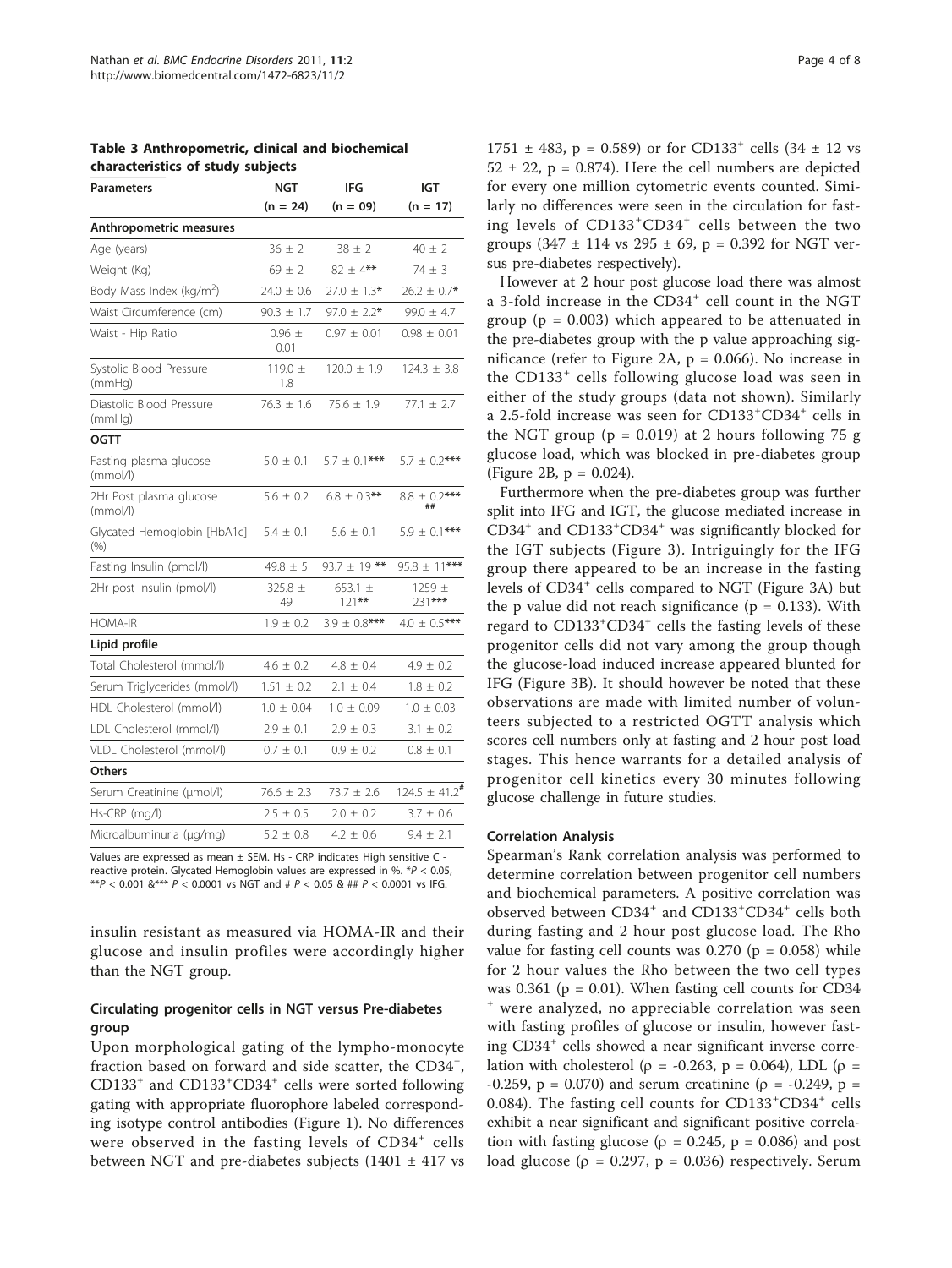**Table 3 Anthropometric, clinical and biochemical characteristics of study subjects**

| Parameters | NGT (n = 24) | IFG (n = 09) | IGT (n = 17) |
|---|---|---|---|
| **Anthropometric measures** | | | |
| Age (years) | 36 ± 2 | 38 ± 2 | 40 ± 2 |
| Weight (Kg) | 69 ± 2 | 82 ± 4** | 74 ± 3 |
| Body Mass Index (kg/m$^2$) | 24.0 ± 0.6 | 27.0 ± 1.3* | 26.2 ± 0.7* |
| Waist Circumference (cm) | 90.3 ± 1.7 | 97.0 ± 2.2* | 99.0 ± 4.7 |
| Waist - Hip Ratio | 0.96 ± 0.01 | 0.97 ± 0.01 | 0.98 ± 0.01 |
| Systolic Blood Pressure (mmHg) | 119.0 ± 1.8 | 120.0 ± 1.9 | 124.3 ± 3.8 |
| Diastolic Blood Pressure (mmHg) | 76.3 ± 1.6 | 75.6 ± 1.9 | 77.1 ± 2.7 |
| **OGTT** | | | |
| Fasting plasma glucose (mmol/l) | 5.0 ± 0.1 | 5.7 ± 0.1*** | 5.7 ± 0.2*** |
| 2Hr Post plasma glucose (mmol/l) | 5.6 ± 0.2 | 6.8 ± 0.3** | 8.8 ± 0.2*** ## |
| Glycated Hemoglobin [HbA1c] (%) | 5.4 ± 0.1 | 5.6 ± 0.1 | 5.9 ± 0.1*** |
| Fasting Insulin (pmol/l) | 49.8 ± 5 | 93.7 ± 19 ** | 95.8 ± 11*** |
| 2Hr post Insulin (pmol/l) | 325.8 ± 49 | 653.1 ± 121** | 1259 ± 231*** |
| HOMA-IR | 1.9 ± 0.2 | 3.9 ± 0.8*** | 4.0 ± 0.5*** |
| **Lipid profile** | | | |
| Total Cholesterol (mmol/l) | 4.6 ± 0.2 | 4.8 ± 0.4 | 4.9 ± 0.2 |
| Serum Triglycerides (mmol/l) | 1.51 ± 0.2 | 2.1 ± 0.4 | 1.8 ± 0.2 |
| HDL Cholesterol (mmol/l) | 1.0 ± 0.04 | 1.0 ± 0.09 | 1.0 ± 0.03 |
| LDL Cholesterol (mmol/l) | 2.9 ± 0.1 | 2.9 ± 0.3 | 3.1 ± 0.2 |
| VLDL Cholesterol (mmol/l) | 0.7 ± 0.1 | 0.9 ± 0.2 | 0.8 ± 0.1 |
| **Others** | | | |
| Serum Creatinine (μmol/l) | 76.6 ± 2.3 | 73.7 ± 2.6 | 124.5 ± 41.2# |
| Hs-CRP (mg/l) | 2.5 ± 0.5 | 2.0 ± 0.2 | 3.7 ± 0.6 |
| Microalbuminuria (μg/mg) | 5.2 ± 0.8 | 4.2 ± 0.6 | 9.4 ± 2.1 |

Values are expressed as mean ± SEM. Hs - CRP indicates High sensitive C - reactive protein. Glycated Hemoglobin values are expressed in %. *$P < 0.05$, **$P < 0.001$ &*** $P < 0.0001$ vs NGT and # $P < 0.05$ & ## $P < 0.0001$ vs IFG.

insulin resistant as measured via HOMA-IR and their glucose and insulin profiles were accordingly higher than the NGT group.

### Circulating progenitor cells in NGT versus Pre-diabetes group

Upon morphological gating of the lympho-monocyte fraction based on forward and side scatter, the CD34$^+$, CD133$^+$ and CD133$^+$CD34$^+$ cells were sorted following gating with appropriate fluorophore labeled corresponding isotype control antibodies (Figure 1). No differences were observed in the fasting levels of CD34$^+$ cells between NGT and pre-diabetes subjects (1401 ± 417 vs 1751 ± 483, p = 0.589) or for CD133$^+$ cells (34 ± 12 vs 52 ± 22, p = 0.874). Here the cell numbers are depicted for every one million cytometric events counted. Similarly no differences were seen in the circulation for fasting levels of CD133$^+$CD34$^+$ cells between the two groups (347 ± 114 vs 295 ± 69, p = 0.392 for NGT versus pre-diabetes respectively).

However at 2 hour post glucose load there was almost a 3-fold increase in the CD34$^+$ cell count in the NGT group (p = 0.003) which appeared to be attenuated in the pre-diabetes group with the p value approaching significance (refer to Figure 2A, p = 0.066). No increase in the CD133$^+$ cells following glucose load was seen in either of the study groups (data not shown). Similarly a 2.5-fold increase was seen for CD133$^+$CD34$^+$ cells in the NGT group (p = 0.019) at 2 hours following 75 g glucose load, which was blocked in pre-diabetes group (Figure 2B, p = 0.024).

Furthermore when the pre-diabetes group was further split into IFG and IGT, the glucose mediated increase in CD34$^+$ and CD133$^+$CD34$^+$ was significantly blocked for the IGT subjects (Figure 3). Intriguingly for the IFG group there appeared to be an increase in the fasting levels of CD34$^+$ cells compared to NGT (Figure 3A) but the p value did not reach significance (p = 0.133). With regard to CD133$^+$CD34$^+$ cells the fasting levels of these progenitor cells did not vary among the group though the glucose-load induced increase appeared blunted for IFG (Figure 3B). It should however be noted that these observations are made with limited number of volunteers subjected to a restricted OGTT analysis which scores cell numbers only at fasting and 2 hour post load stages. This hence warrants for a detailed analysis of progenitor cell kinetics every 30 minutes following glucose challenge in future studies.

### Correlation Analysis

Spearman's Rank correlation analysis was performed to determine correlation between progenitor cell numbers and biochemical parameters. A positive correlation was observed between CD34$^+$ and CD133$^+$CD34$^+$ cells both during fasting and 2 hour post glucose load. The Rho value for fasting cell counts was 0.270 (p = 0.058) while for 2 hour values the Rho between the two cell types was 0.361 (p = 0.01). When fasting cell counts for CD34$^+$ were analyzed, no appreciable correlation was seen with fasting profiles of glucose or insulin, however fasting CD34$^+$ cells showed a near significant inverse correlation with cholesterol (ρ = -0.263, p = 0.064), LDL (ρ = -0.259, p = 0.070) and serum creatinine (ρ = -0.249, p = 0.084). The fasting cell counts for CD133$^+$CD34$^+$ cells exhibit a near significant and significant positive correlation with fasting glucose (ρ = 0.245, p = 0.086) and post load glucose (ρ = 0.297, p = 0.036) respectively. Serum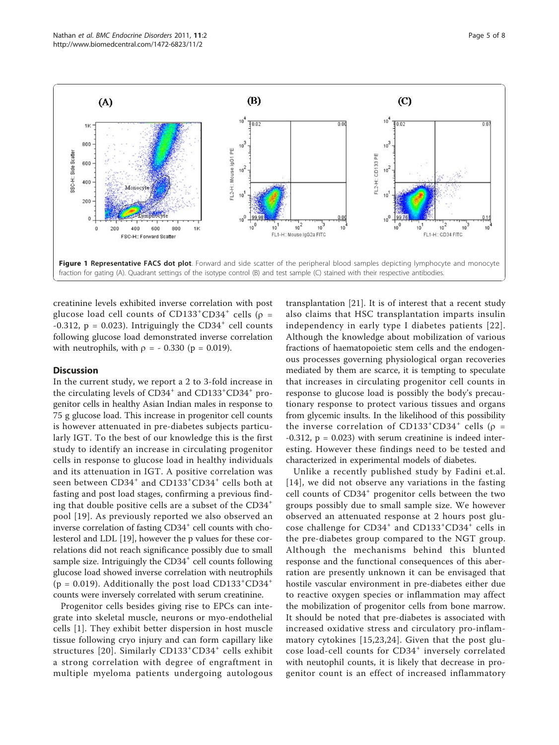**Figure 1 Representative FACS dot plot**. Forward and side scatter of the peripheral blood samples depicting lymphocyte and monocyte fraction for gating (A). Quadrant settings of the isotype control (B) and test sample (C) stained with their respective antibodies.

creatinine levels exhibited inverse correlation with post glucose load cell counts of $CD133^+CD34^+$ cells ($\rho$ = -0.312, p = 0.023). Intriguingly the $CD34^+$ cell counts following glucose load demonstrated inverse correlation with neutrophils, with $\rho$ = - 0.330 (p = 0.019).

## Discussion

In the current study, we report a 2 to 3-fold increase in the circulating levels of $CD34^+$ and $CD133^+CD34^+$ progenitor cells in healthy Asian Indian males in response to 75 g glucose load. This increase in progenitor cell counts is however attenuated in pre-diabetes subjects particularly IGT. To the best of our knowledge this is the first study to identify an increase in circulating progenitor cells in response to glucose load in healthy individuals and its attenuation in IGT. A positive correlation was seen between $CD34^+$ and $CD133^+CD34^+$ cells both at fasting and post load stages, confirming a previous finding that double positive cells are a subset of the $CD34^+$ pool [19]. As previously reported we also observed an inverse correlation of fasting $CD34^+$ cell counts with cholesterol and LDL [19], however the p values for these correlations did not reach significance possibly due to small sample size. Intriguingly the $CD34^+$ cell counts following glucose load showed inverse correlation with neutrophils (p = 0.019). Additionally the post load $CD133^+CD34^+$ counts were inversely correlated with serum creatinine.

Progenitor cells besides giving rise to EPCs can integrate into skeletal muscle, neurons or myo-endothelial cells [1]. They exhibit better dispersion in host muscle tissue following cryo injury and can form capillary like structures [20]. Similarly $CD133^+CD34^+$ cells exhibit a strong correlation with degree of engraftment in multiple myeloma patients undergoing autologous transplantation [21]. It is of interest that a recent study also claims that HSC transplantation imparts insulin independency in early type I diabetes patients [22]. Although the knowledge about mobilization of various fractions of haematopoietic stem cells and the endogenous processes governing physiological organ recoveries mediated by them are scarce, it is tempting to speculate that increases in circulating progenitor cell counts in response to glucose load is possibly the body's precautionary response to protect various tissues and organs from glycemic insults. In the likelihood of this possibility the inverse correlation of $CD133^+CD34^+$ cells ($\rho$ = -0.312, p = 0.023) with serum creatinine is indeed interesting. However these findings need to be tested and characterized in experimental models of diabetes.

Unlike a recently published study by Fadini et.al. [14], we did not observe any variations in the fasting cell counts of $CD34^+$ progenitor cells between the two groups possibly due to small sample size. We however observed an attenuated response at 2 hours post glucose challenge for $CD34^+$ and $CD133^+CD34^+$ cells in the pre-diabetes group compared to the NGT group. Although the mechanisms behind this blunted response and the functional consequences of this aberration are presently unknown it can be envisaged that hostile vascular environment in pre-diabetes either due to reactive oxygen species or inflammation may affect the mobilization of progenitor cells from bone marrow. It should be noted that pre-diabetes is associated with increased oxidative stress and circulatory pro-inflammatory cytokines [15,23,24]. Given that the post glucose load-cell counts for $CD34^+$ inversely correlated with neutophil counts, it is likely that decrease in progenitor count is an effect of increased inflammatory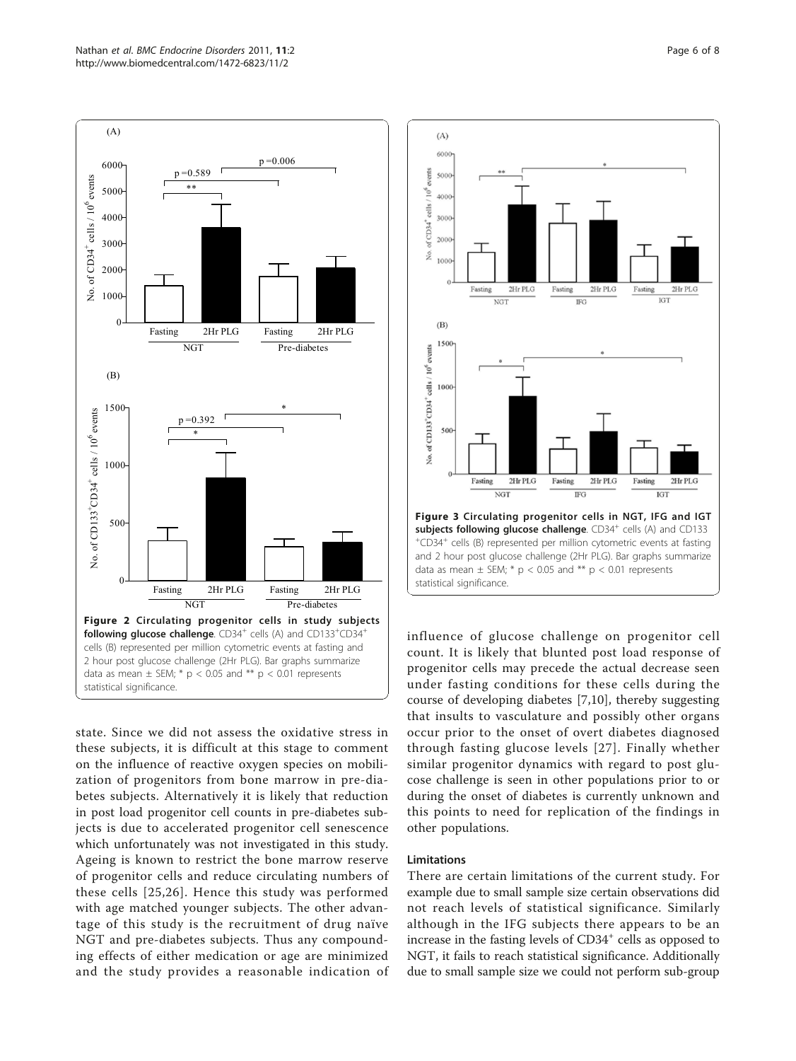**Figure 2 Circulating progenitor cells in study subjects following glucose challenge**. $CD34^+$ cells (A) and $CD133^+CD34^+$ cells (B) represented per million cytometric events at fasting and 2 hour post glucose challenge (2Hr PLG). Bar graphs summarize data as mean ± SEM; * $p < 0.05$ and ** $p < 0.01$ represents statistical significance.

**Figure 3 Circulating progenitor cells in NGT, IFG and IGT subjects following glucose challenge**. $CD34^+$ cells (A) and $CD133^+CD34^+$ cells (B) represented per million cytometric events at fasting and 2 hour post glucose challenge (2Hr PLG). Bar graphs summarize data as mean ± SEM; * $p < 0.05$ and ** $p < 0.01$ represents statistical significance.

state. Since we did not assess the oxidative stress in these subjects, it is difficult at this stage to comment on the influence of reactive oxygen species on mobilization of progenitors from bone marrow in pre-diabetes subjects. Alternatively it is likely that reduction in post load progenitor cell counts in pre-diabetes subjects is due to accelerated progenitor cell senescence which unfortunately was not investigated in this study. Ageing is known to restrict the bone marrow reserve of progenitor cells and reduce circulating numbers of these cells [25,26]. Hence this study was performed with age matched younger subjects. The other advantage of this study is the recruitment of drug naïve NGT and pre-diabetes subjects. Thus any compounding effects of either medication or age are minimized and the study provides a reasonable indication of influence of glucose challenge on progenitor cell count. It is likely that blunted post load response of progenitor cells may precede the actual decrease seen under fasting conditions for these cells during the course of developing diabetes [7,10], thereby suggesting that insults to vasculature and possibly other organs occur prior to the onset of overt diabetes diagnosed through fasting glucose levels [27]. Finally whether similar progenitor dynamics with regard to post glucose challenge is seen in other populations prior to or during the onset of diabetes is currently unknown and this points to need for replication of the findings in other populations.

### Limitations

There are certain limitations of the current study. For example due to small sample size certain observations did not reach levels of statistical significance. Similarly although in the IFG subjects there appears to be an increase in the fasting levels of $CD34^+$ cells as opposed to NGT, it fails to reach statistical significance. Additionally due to small sample size we could not perform sub-group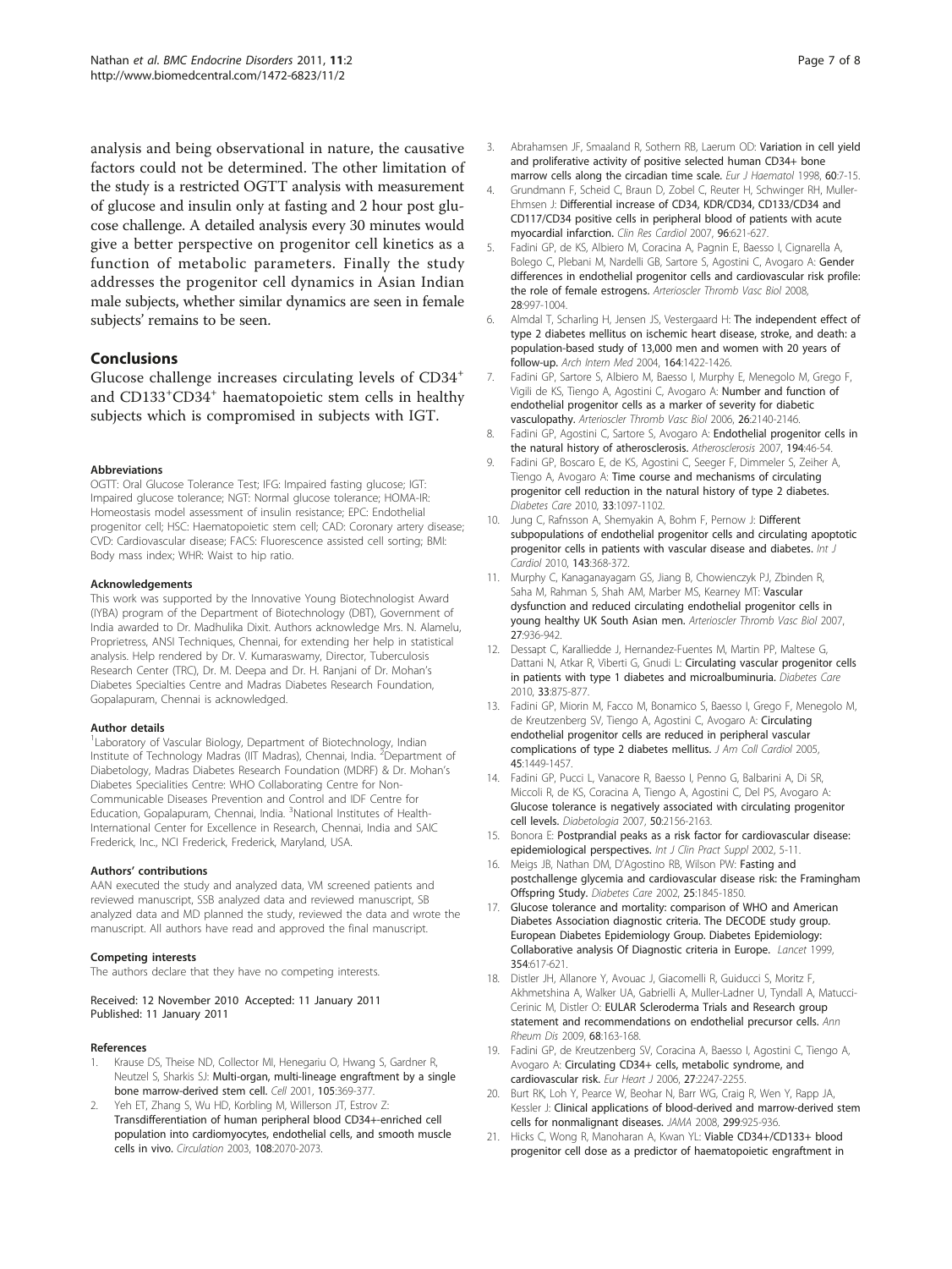analysis and being observational in nature, the causative factors could not be determined. The other limitation of the study is a restricted OGTT analysis with measurement of glucose and insulin only at fasting and 2 hour post glucose challenge. A detailed analysis every 30 minutes would give a better perspective on progenitor cell kinetics as a function of metabolic parameters. Finally the study addresses the progenitor cell dynamics in Asian Indian male subjects, whether similar dynamics are seen in female subjects' remains to be seen.

## Conclusions

Glucose challenge increases circulating levels of $CD34^+$ and $CD133^+CD34^+$ haematopoietic stem cells in healthy subjects which is compromised in subjects with IGT.

#### Abbreviations

OGTT: Oral Glucose Tolerance Test; IFG: Impaired fasting glucose; IGT: Impaired glucose tolerance; NGT: Normal glucose tolerance; HOMA-IR: Homeostasis model assessment of insulin resistance; EPC: Endothelial progenitor cell; HSC: Haematopoietic stem cell; CAD: Coronary artery disease; CVD: Cardiovascular disease; FACS: Fluorescence assisted cell sorting; BMI: Body mass index; WHR: Waist to hip ratio.

#### Acknowledgements

This work was supported by the Innovative Young Biotechnologist Award (IYBA) program of the Department of Biotechnology (DBT), Government of India awarded to Dr. Madhulika Dixit. Authors acknowledge Mrs. N. Alamelu, Proprietress, ANSI Techniques, Chennai, for extending her help in statistical analysis. Help rendered by Dr. V. Kumaraswamy, Director, Tuberculosis Research Center (TRC), Dr. M. Deepa and Dr. H. Ranjani of Dr. Mohan's Diabetes Specialties Centre and Madras Diabetes Research Foundation, Gopalapuram, Chennai is acknowledged.

#### Author details

[1]Laboratory of Vascular Biology, Department of Biotechnology, Indian Institute of Technology Madras (IIT Madras), Chennai, India. [2]Department of Diabetology, Madras Diabetes Research Foundation (MDRF) & Dr. Mohan's Diabetes Specialities Centre: WHO Collaborating Centre for Non-Communicable Diseases Prevention and Control and IDF Centre for Education, Gopalapuram, Chennai, India. [3]National Institutes of Health-International Center for Excellence in Research, Chennai, India and SAIC Frederick, Inc., NCI Frederick, Frederick, Maryland, USA.

#### Authors' contributions

AAN executed the study and analyzed data, VM screened patients and reviewed manuscript, SSB analyzed data and reviewed manuscript, SB analyzed data and MD planned the study, reviewed the data and wrote the manuscript. All authors have read and approved the final manuscript.

#### Competing interests

The authors declare that they have no competing interests.

Received: 12 November 2010 Accepted: 11 January 2011
Published: 11 January 2011

#### References

1. Krause DS, Theise ND, Collector MI, Henegariu O, Hwang S, Gardner R, Neutzel S, Sharkis SJ: **Multi-organ, multi-lineage engraftment by a single bone marrow-derived stem cell.** *Cell* 2001, **105**:369-377.
2. Yeh ET, Zhang S, Wu HD, Korbling M, Willerson JT, Estrov Z: **Transdifferentiation of human peripheral blood CD34+-enriched cell population into cardiomyocytes, endothelial cells, and smooth muscle cells in vivo.** *Circulation* 2003, **108**:2070-2073.
3. Abrahamsen JF, Smaaland R, Sothern RB, Laerum OD: **Variation in cell yield and proliferative activity of positive selected human CD34+ bone marrow cells along the circadian time scale.** *Eur J Haematol* 1998, **60**:7-15.
4. Grundmann F, Scheid C, Braun D, Zobel C, Reuter H, Schwinger RH, Muller-Ehmsen J: **Differential increase of CD34, KDR/CD34, CD133/CD34 and CD117/CD34 positive cells in peripheral blood of patients with acute myocardial infarction.** *Clin Res Cardiol* 2007, **96**:621-627.
5. Fadini GP, de KS, Albiero M, Coracina A, Pagnin E, Baesso I, Cignarella A, Bolego C, Plebani M, Nardelli GB, Sartore S, Agostini C, Avogaro A: **Gender differences in endothelial progenitor cells and cardiovascular risk profile: the role of female estrogens.** *Arterioscler Thromb Vasc Biol* 2008, **28**:997-1004.
6. Almdal T, Scharling H, Jensen JS, Vestergaard H: **The independent effect of type 2 diabetes mellitus on ischemic heart disease, stroke, and death: a population-based study of 13,000 men and women with 20 years of follow-up.** *Arch Intern Med* 2004, **164**:1422-1426.
7. Fadini GP, Sartore S, Albiero M, Baesso I, Murphy E, Menegolo M, Grego F, Vigili de KS, Tiengo A, Agostini C, Avogaro A: **Number and function of endothelial progenitor cells as a marker of severity for diabetic vasculopathy.** *Arterioscler Thromb Vasc Biol* 2006, **26**:2140-2146.
8. Fadini GP, Agostini C, Sartore S, Avogaro A: **Endothelial progenitor cells in the natural history of atherosclerosis.** *Atherosclerosis* 2007, **194**:46-54.
9. Fadini GP, Boscaro E, de KS, Agostini C, Seeger F, Dimmeler S, Zeiher A, Tiengo A, Avogaro A: **Time course and mechanisms of circulating progenitor cell reduction in the natural history of type 2 diabetes.** *Diabetes Care* 2010, **33**:1097-1102.
10. Jung C, Rafnsson A, Shemyakin A, Bohm F, Pernow J: **Different subpopulations of endothelial progenitor cells and circulating apoptotic progenitor cells in patients with vascular disease and diabetes.** *Int J Cardiol* 2010, **143**:368-372.
11. Murphy C, Kanaganayagam GS, Jiang B, Chowienczyk PJ, Zbinden R, Saha M, Rahman S, Shah AM, Marber MS, Kearney MT: **Vascular dysfunction and reduced circulating endothelial progenitor cells in young healthy UK South Asian men.** *Arterioscler Thromb Vasc Biol* 2007, **27**:936-942.
12. Dessapt C, Karalliedde J, Hernandez-Fuentes M, Martin PP, Maltese G, Dattani N, Atkar R, Viberti G, Gnudi L: **Circulating vascular progenitor cells in patients with type 1 diabetes and microalbuminuria.** *Diabetes Care* 2010, **33**:875-877.
13. Fadini GP, Miorin M, Facco M, Bonamico S, Baesso I, Grego F, Menegolo M, de Kreutzenberg SV, Tiengo A, Agostini C, Avogaro A: **Circulating endothelial progenitor cells are reduced in peripheral vascular complications of type 2 diabetes mellitus.** *J Am Coll Cardiol* 2005, **45**:1449-1457.
14. Fadini GP, Pucci L, Vanacore R, Baesso I, Penno G, Balbarini A, Di SR, Miccoli R, de KS, Coracina A, Tiengo A, Agostini C, Del PS, Avogaro A: **Glucose tolerance is negatively associated with circulating progenitor cell levels.** *Diabetologia* 2007, **50**:2156-2163.
15. Bonora E: **Postprandial peaks as a risk factor for cardiovascular disease: epidemiological perspectives.** *Int J Clin Pract Suppl* 2002, 5-11.
16. Meigs JB, Nathan DM, D'Agostino RB, Wilson PW: **Fasting and postchallenge glycemia and cardiovascular disease risk: the Framingham Offspring Study.** *Diabetes Care* 2002, **25**:1845-1850.
17. **Glucose tolerance and mortality: comparison of WHO and American Diabetes Association diagnostic criteria. The DECODE study group. European Diabetes Epidemiology Group. Diabetes Epidemiology: Collaborative analysis Of Diagnostic criteria in Europe.** *Lancet* 1999, **354**:617-621.
18. Distler JH, Allanore Y, Avouac J, Giacomelli R, Guiducci S, Moritz F, Akhmetshina A, Walker UA, Gabrielli A, Muller-Ladner U, Tyndall A, Matucci-Cerinic M, Distler O: **EULAR Scleroderma Trials and Research group statement and recommendations on endothelial precursor cells.** *Ann Rheum Dis* 2009, **68**:163-168.
19. Fadini GP, de Kreutzenberg SV, Coracina A, Baesso I, Agostini C, Tiengo A, Avogaro A: **Circulating CD34+ cells, metabolic syndrome, and cardiovascular risk.** *Eur Heart J* 2006, **27**:2247-2255.
20. Burt RK, Loh Y, Pearce W, Beohar N, Barr WG, Craig R, Wen Y, Rapp JA, Kessler J: **Clinical applications of blood-derived and marrow-derived stem cells for nonmalignant diseases.** *JAMA* 2008, **299**:925-936.
21. Hicks C, Wong R, Manoharan A, Kwan YL: **Viable CD34+/CD133+ blood progenitor cell dose as a predictor of haematopoietic engraftment in**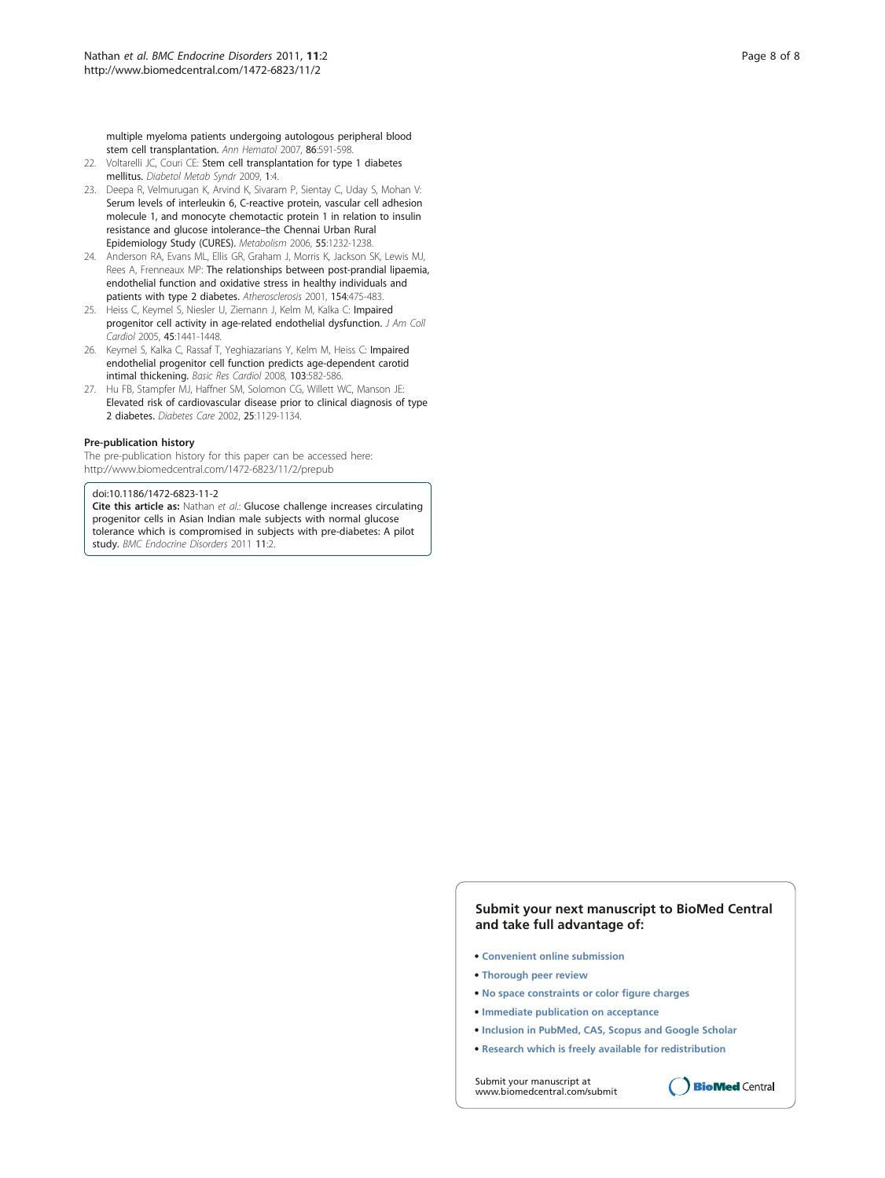multiple myeloma patients undergoing autologous peripheral blood stem cell transplantation. *Ann Hematol* 2007, **86**:591-598.

22. Voltarelli JC, Couri CE: **Stem cell transplantation for type 1 diabetes mellitus.** *Diabetol Metab Syndr* 2009, **1**:4.
23. Deepa R, Velmurugan K, Arvind K, Sivaram P, Sientay C, Uday S, Mohan V: **Serum levels of interleukin 6, C-reactive protein, vascular cell adhesion molecule 1, and monocyte chemotactic protein 1 in relation to insulin resistance and glucose intolerance–the Chennai Urban Rural Epidemiology Study (CURES).** *Metabolism* 2006, **55**:1232-1238.
24. Anderson RA, Evans ML, Ellis GR, Graham J, Morris K, Jackson SK, Lewis MJ, Rees A, Frenneaux MP: **The relationships between post-prandial lipaemia, endothelial function and oxidative stress in healthy individuals and patients with type 2 diabetes.** *Atherosclerosis* 2001, **154**:475-483.
25. Heiss C, Keymel S, Niesler U, Ziemann J, Kelm M, Kalka C: **Impaired progenitor cell activity in age-related endothelial dysfunction.** *J Am Coll Cardiol* 2005, **45**:1441-1448.
26. Keymel S, Kalka C, Rassaf T, Yeghiazarians Y, Kelm M, Heiss C: **Impaired endothelial progenitor cell function predicts age-dependent carotid intimal thickening.** *Basic Res Cardiol* 2008, **103**:582-586.
27. Hu FB, Stampfer MJ, Haffner SM, Solomon CG, Willett WC, Manson JE: **Elevated risk of cardiovascular disease prior to clinical diagnosis of type 2 diabetes.** *Diabetes Care* 2002, **25**:1129-1134.

### Pre-publication history

The pre-publication history for this paper can be accessed here:
http://www.biomedcentral.com/1472-6823/11/2/prepub

doi:10.1186/1472-6823-11-2

**Cite this article as:** Nathan *et al.*: Glucose challenge increases circulating progenitor cells in Asian Indian male subjects with normal glucose tolerance which is compromised in subjects with pre-diabetes: A pilot study. *BMC Endocrine Disorders* 2011 **11**:2.

**Submit your next manuscript to BioMed Central and take full advantage of:**

- Convenient online submission
- Thorough peer review
- No space constraints or color figure charges
- Immediate publication on acceptance
- Inclusion in PubMed, CAS, Scopus and Google Scholar
- Research which is freely available for redistribution

Submit your manuscript at
www.biomedcentral.com/submit

BioMed Central